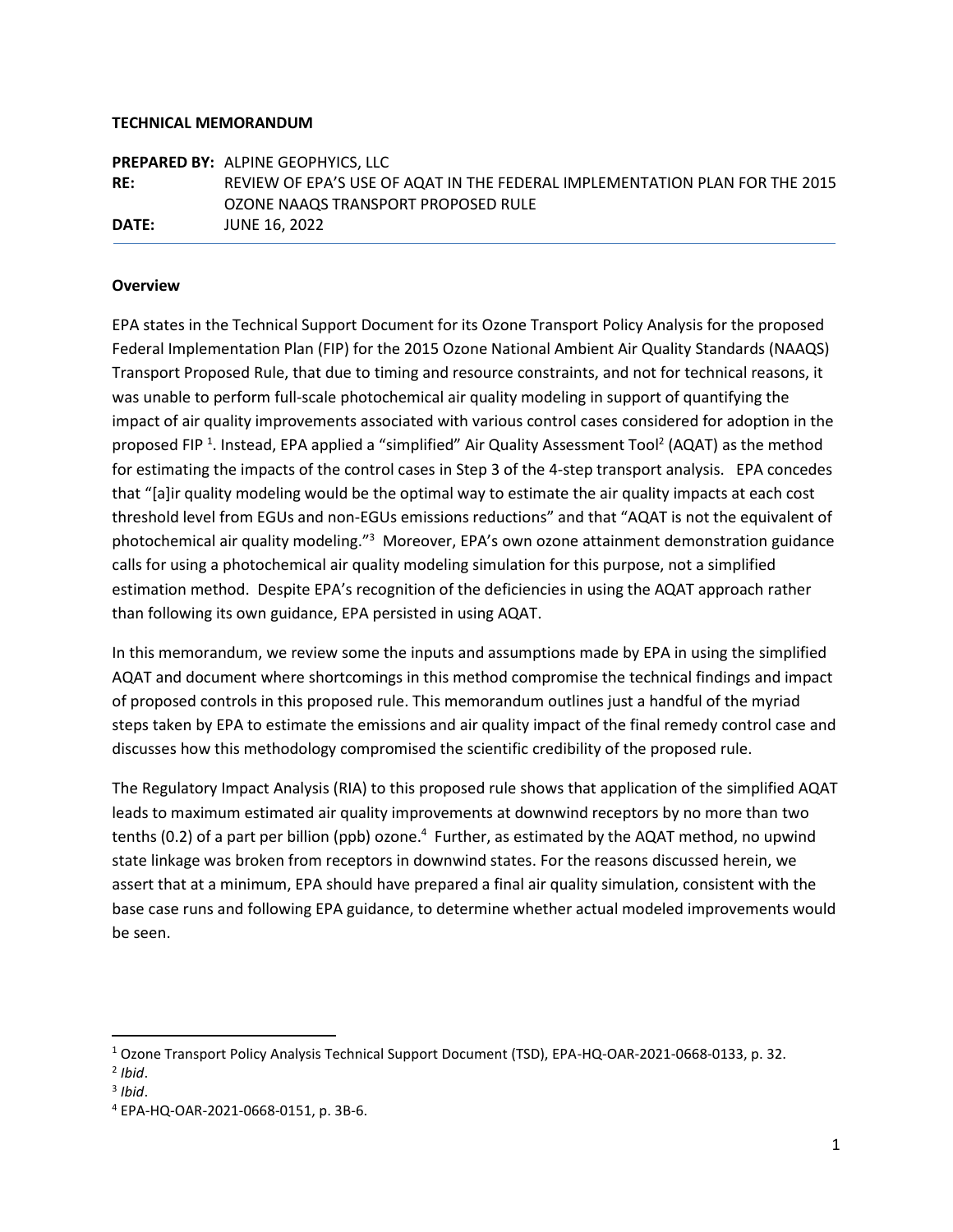**TECHNICAL MEMORANDUM**

**PREPARED BY:** ALPINE GEOPHYICS, LLC
**RE:** REVIEW OF EPA'S USE OF AQAT IN THE FEDERAL IMPLEMENTATION PLAN FOR THE 2015 OZONE NAAQS TRANSPORT PROPOSED RULE
**DATE:** JUNE 16, 2022

**Overview**

EPA states in the Technical Support Document for its Ozone Transport Policy Analysis for the proposed Federal Implementation Plan (FIP) for the 2015 Ozone National Ambient Air Quality Standards (NAAQS) Transport Proposed Rule, that due to timing and resource constraints, and not for technical reasons, it was unable to perform full-scale photochemical air quality modeling in support of quantifying the impact of air quality improvements associated with various control cases considered for adoption in the proposed FIP [1]. Instead, EPA applied a "simplified" Air Quality Assessment Tool[2] (AQAT) as the method for estimating the impacts of the control cases in Step 3 of the 4-step transport analysis. EPA concedes that "[a]ir quality modeling would be the optimal way to estimate the air quality impacts at each cost threshold level from EGUs and non-EGUs emissions reductions" and that "AQAT is not the equivalent of photochemical air quality modeling."[3] Moreover, EPA's own ozone attainment demonstration guidance calls for using a photochemical air quality modeling simulation for this purpose, not a simplified estimation method. Despite EPA's recognition of the deficiencies in using the AQAT approach rather than following its own guidance, EPA persisted in using AQAT.

In this memorandum, we review some the inputs and assumptions made by EPA in using the simplified AQAT and document where shortcomings in this method compromise the technical findings and impact of proposed controls in this proposed rule. This memorandum outlines just a handful of the myriad steps taken by EPA to estimate the emissions and air quality impact of the final remedy control case and discusses how this methodology compromised the scientific credibility of the proposed rule.

The Regulatory Impact Analysis (RIA) to this proposed rule shows that application of the simplified AQAT leads to maximum estimated air quality improvements at downwind receptors by no more than two tenths (0.2) of a part per billion (ppb) ozone.[4] Further, as estimated by the AQAT method, no upwind state linkage was broken from receptors in downwind states. For the reasons discussed herein, we assert that at a minimum, EPA should have prepared a final air quality simulation, consistent with the base case runs and following EPA guidance, to determine whether actual modeled improvements would be seen.

---

[1] Ozone Transport Policy Analysis Technical Support Document (TSD), EPA-HQ-OAR-2021-0668-0133, p. 32.

[2] *Ibid*.

[3] *Ibid*.

[4] EPA-HQ-OAR-2021-0668-0151, p. 3B-6.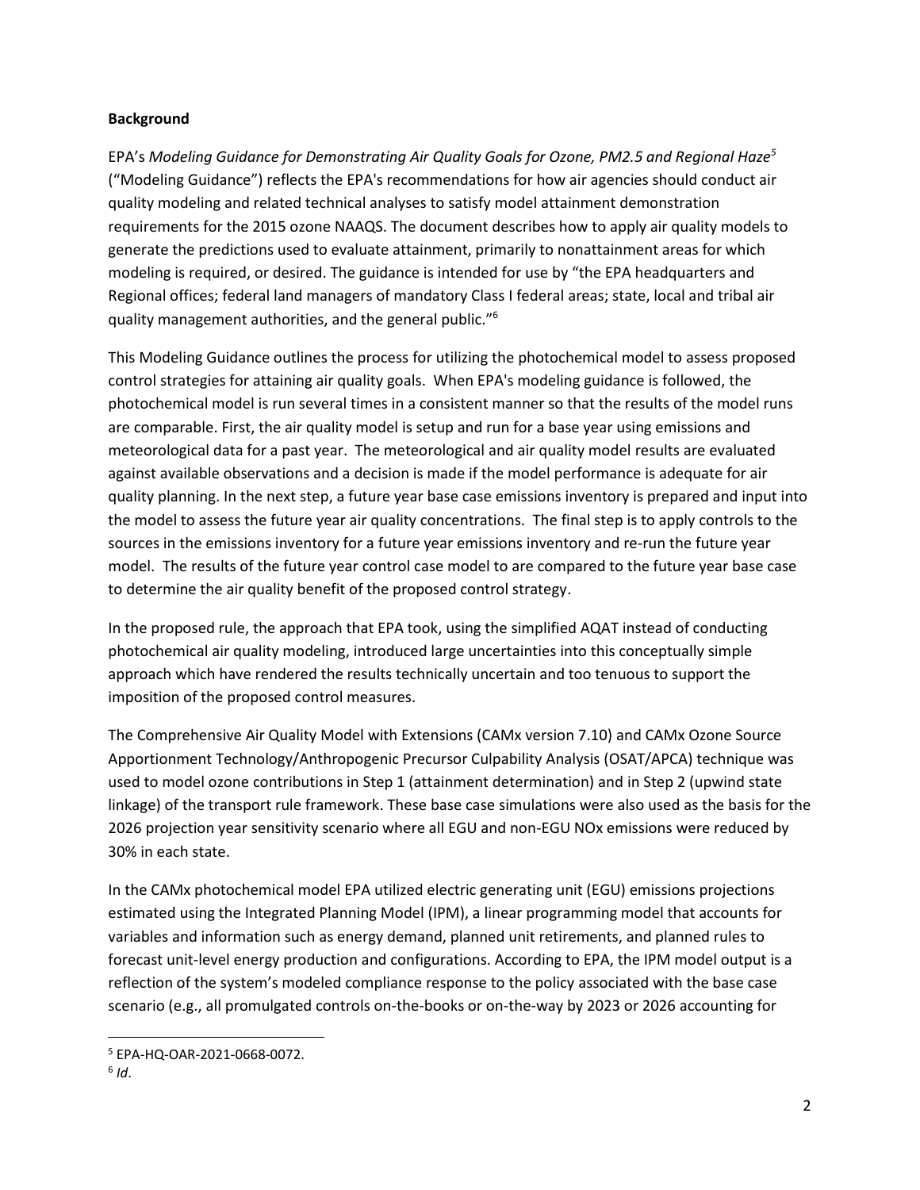**Background**

EPA's *Modeling Guidance for Demonstrating Air Quality Goals for Ozone, PM2.5 and Regional Haze*[5] ("Modeling Guidance") reflects the EPA's recommendations for how air agencies should conduct air quality modeling and related technical analyses to satisfy model attainment demonstration requirements for the 2015 ozone NAAQS. The document describes how to apply air quality models to generate the predictions used to evaluate attainment, primarily to nonattainment areas for which modeling is required, or desired. The guidance is intended for use by "the EPA headquarters and Regional offices; federal land managers of mandatory Class I federal areas; state, local and tribal air quality management authorities, and the general public."[6]

This Modeling Guidance outlines the process for utilizing the photochemical model to assess proposed control strategies for attaining air quality goals. When EPA's modeling guidance is followed, the photochemical model is run several times in a consistent manner so that the results of the model runs are comparable. First, the air quality model is setup and run for a base year using emissions and meteorological data for a past year. The meteorological and air quality model results are evaluated against available observations and a decision is made if the model performance is adequate for air quality planning. In the next step, a future year base case emissions inventory is prepared and input into the model to assess the future year air quality concentrations. The final step is to apply controls to the sources in the emissions inventory for a future year emissions inventory and re-run the future year model. The results of the future year control case model to are compared to the future year base case to determine the air quality benefit of the proposed control strategy.

In the proposed rule, the approach that EPA took, using the simplified AQAT instead of conducting photochemical air quality modeling, introduced large uncertainties into this conceptually simple approach which have rendered the results technically uncertain and too tenuous to support the imposition of the proposed control measures.

The Comprehensive Air Quality Model with Extensions (CAMx version 7.10) and CAMx Ozone Source Apportionment Technology/Anthropogenic Precursor Culpability Analysis (OSAT/APCA) technique was used to model ozone contributions in Step 1 (attainment determination) and in Step 2 (upwind state linkage) of the transport rule framework. These base case simulations were also used as the basis for the 2026 projection year sensitivity scenario where all EGU and non-EGU NOx emissions were reduced by 30% in each state.

In the CAMx photochemical model EPA utilized electric generating unit (EGU) emissions projections estimated using the Integrated Planning Model (IPM), a linear programming model that accounts for variables and information such as energy demand, planned unit retirements, and planned rules to forecast unit-level energy production and configurations. According to EPA, the IPM model output is a reflection of the system's modeled compliance response to the policy associated with the base case scenario (e.g., all promulgated controls on-the-books or on-the-way by 2023 or 2026 accounting for

[5] EPA-HQ-OAR-2021-0668-0072.

[6] *Id*.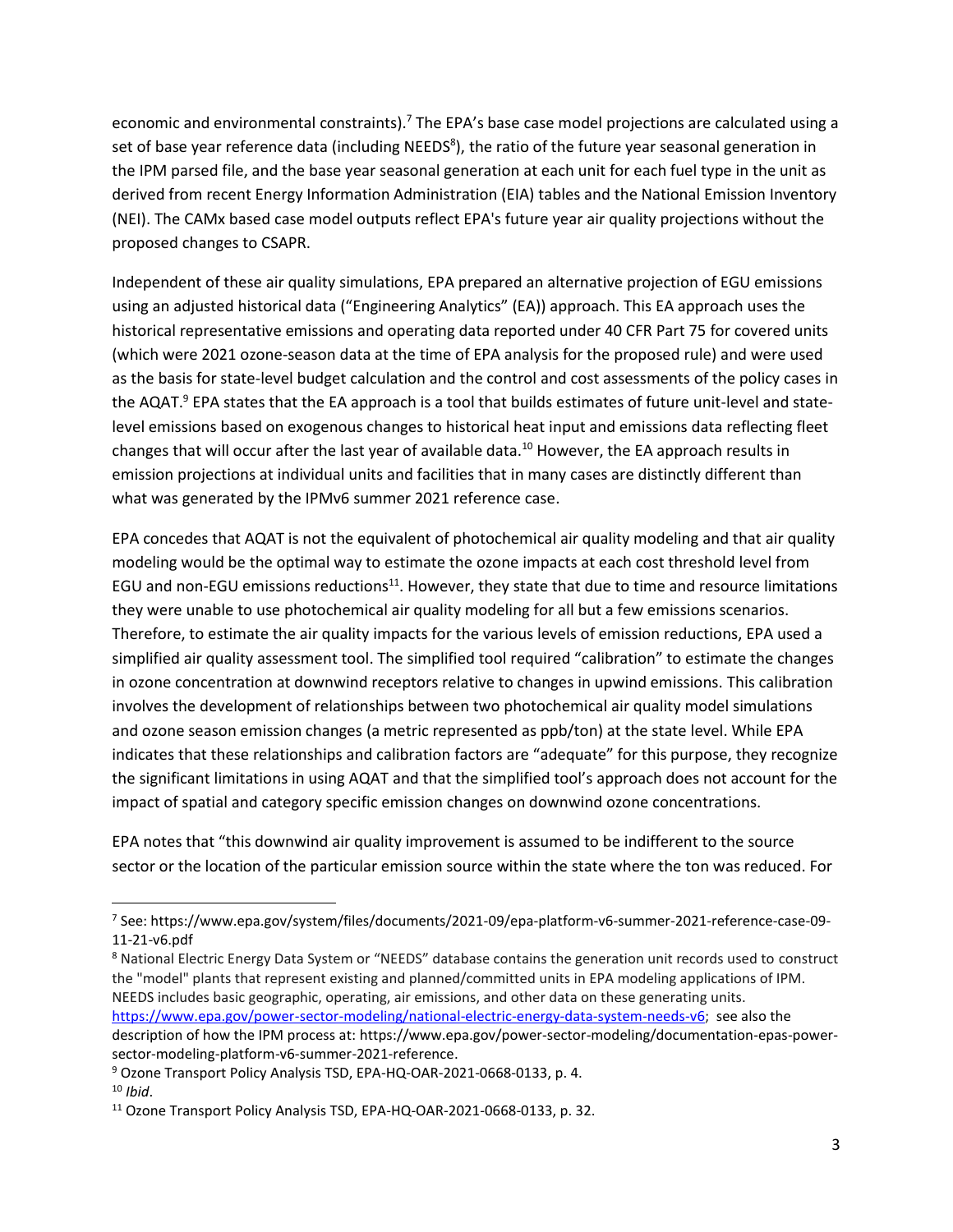economic and environmental constraints).[7] The EPA's base case model projections are calculated using a set of base year reference data (including NEEDS[8]), the ratio of the future year seasonal generation in the IPM parsed file, and the base year seasonal generation at each unit for each fuel type in the unit as derived from recent Energy Information Administration (EIA) tables and the National Emission Inventory (NEI). The CAMx based case model outputs reflect EPA's future year air quality projections without the proposed changes to CSAPR.

Independent of these air quality simulations, EPA prepared an alternative projection of EGU emissions using an adjusted historical data ("Engineering Analytics" (EA)) approach. This EA approach uses the historical representative emissions and operating data reported under 40 CFR Part 75 for covered units (which were 2021 ozone-season data at the time of EPA analysis for the proposed rule) and were used as the basis for state-level budget calculation and the control and cost assessments of the policy cases in the AQAT.[9] EPA states that the EA approach is a tool that builds estimates of future unit-level and state-level emissions based on exogenous changes to historical heat input and emissions data reflecting fleet changes that will occur after the last year of available data.[10] However, the EA approach results in emission projections at individual units and facilities that in many cases are distinctly different than what was generated by the IPMv6 summer 2021 reference case.

EPA concedes that AQAT is not the equivalent of photochemical air quality modeling and that air quality modeling would be the optimal way to estimate the ozone impacts at each cost threshold level from EGU and non-EGU emissions reductions[11]. However, they state that due to time and resource limitations they were unable to use photochemical air quality modeling for all but a few emissions scenarios. Therefore, to estimate the air quality impacts for the various levels of emission reductions, EPA used a simplified air quality assessment tool. The simplified tool required "calibration" to estimate the changes in ozone concentration at downwind receptors relative to changes in upwind emissions. This calibration involves the development of relationships between two photochemical air quality model simulations and ozone season emission changes (a metric represented as ppb/ton) at the state level. While EPA indicates that these relationships and calibration factors are "adequate" for this purpose, they recognize the significant limitations in using AQAT and that the simplified tool's approach does not account for the impact of spatial and category specific emission changes on downwind ozone concentrations.

EPA notes that "this downwind air quality improvement is assumed to be indifferent to the source sector or the location of the particular emission source within the state where the ton was reduced. For

---

[7] See: https://www.epa.gov/system/files/documents/2021-09/epa-platform-v6-summer-2021-reference-case-09-11-21-v6.pdf

[8] National Electric Energy Data System or "NEEDS" database contains the generation unit records used to construct the "model" plants that represent existing and planned/committed units in EPA modeling applications of IPM. NEEDS includes basic geographic, operating, air emissions, and other data on these generating units. https://www.epa.gov/power-sector-modeling/national-electric-energy-data-system-needs-v6; see also the description of how the IPM process at: https://www.epa.gov/power-sector-modeling/documentation-epas-power-sector-modeling-platform-v6-summer-2021-reference.

[9] Ozone Transport Policy Analysis TSD, EPA-HQ-OAR-2021-0668-0133, p. 4.

[10] *Ibid*.

[11] Ozone Transport Policy Analysis TSD, EPA-HQ-OAR-2021-0668-0133, p. 32.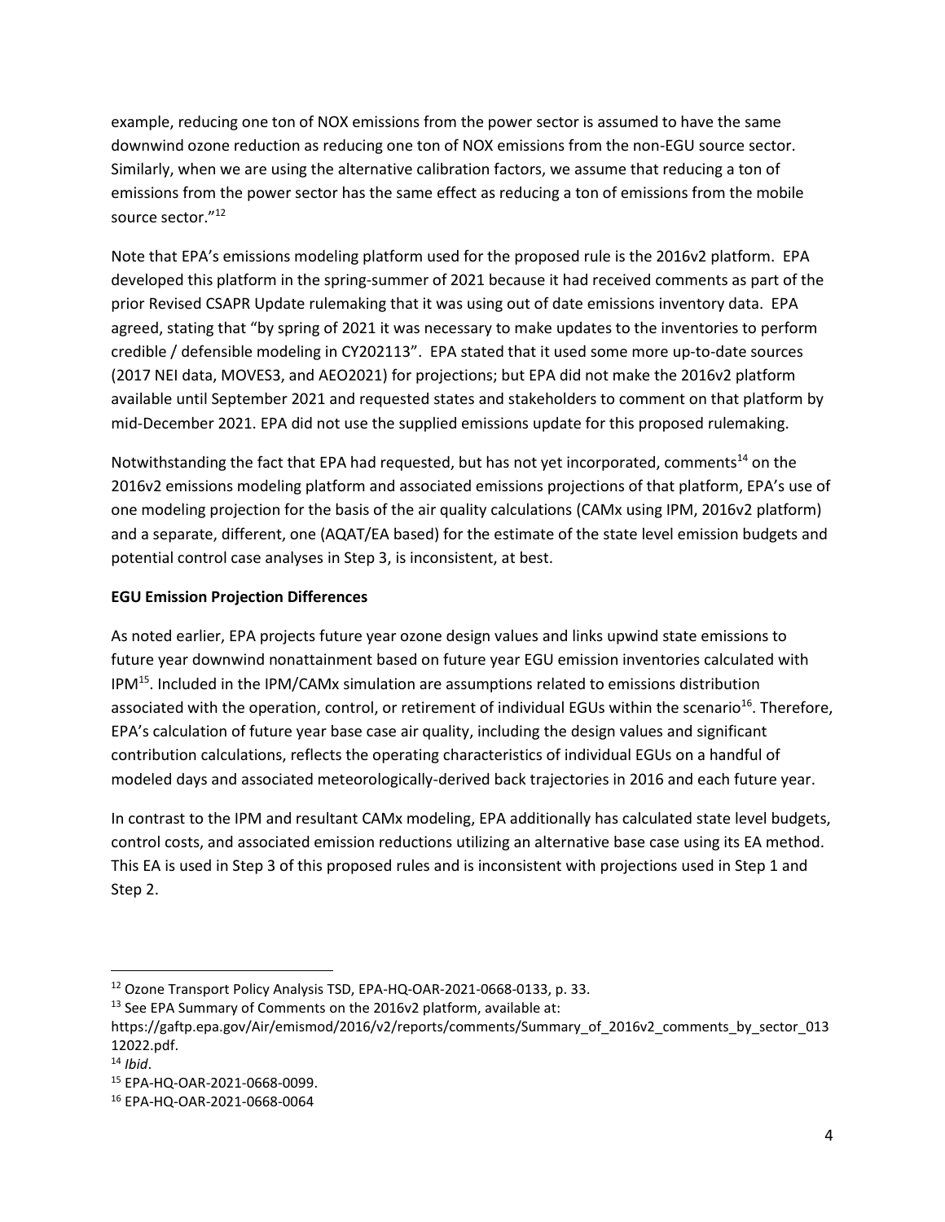example, reducing one ton of NOX emissions from the power sector is assumed to have the same downwind ozone reduction as reducing one ton of NOX emissions from the non-EGU source sector. Similarly, when we are using the alternative calibration factors, we assume that reducing a ton of emissions from the power sector has the same effect as reducing a ton of emissions from the mobile source sector."[12]

Note that EPA's emissions modeling platform used for the proposed rule is the 2016v2 platform. EPA developed this platform in the spring-summer of 2021 because it had received comments as part of the prior Revised CSAPR Update rulemaking that it was using out of date emissions inventory data. EPA agreed, stating that "by spring of 2021 it was necessary to make updates to the inventories to perform credible / defensible modeling in CY2021[13]". EPA stated that it used some more up-to-date sources (2017 NEI data, MOVES3, and AEO2021) for projections; but EPA did not make the 2016v2 platform available until September 2021 and requested states and stakeholders to comment on that platform by mid-December 2021. EPA did not use the supplied emissions update for this proposed rulemaking.

Notwithstanding the fact that EPA had requested, but has not yet incorporated, comments[14] on the 2016v2 emissions modeling platform and associated emissions projections of that platform, EPA's use of one modeling projection for the basis of the air quality calculations (CAMx using IPM, 2016v2 platform) and a separate, different, one (AQAT/EA based) for the estimate of the state level emission budgets and potential control case analyses in Step 3, is inconsistent, at best.

**EGU Emission Projection Differences**

As noted earlier, EPA projects future year ozone design values and links upwind state emissions to future year downwind nonattainment based on future year EGU emission inventories calculated with IPM[15]. Included in the IPM/CAMx simulation are assumptions related to emissions distribution associated with the operation, control, or retirement of individual EGUs within the scenario[16]. Therefore, EPA's calculation of future year base case air quality, including the design values and significant contribution calculations, reflects the operating characteristics of individual EGUs on a handful of modeled days and associated meteorologically-derived back trajectories in 2016 and each future year.

In contrast to the IPM and resultant CAMx modeling, EPA additionally has calculated state level budgets, control costs, and associated emission reductions utilizing an alternative base case using its EA method. This EA is used in Step 3 of this proposed rules and is inconsistent with projections used in Step 1 and Step 2.

---

[12] Ozone Transport Policy Analysis TSD, EPA-HQ-OAR-2021-0668-0133, p. 33.

[13] See EPA Summary of Comments on the 2016v2 platform, available at: https://gaftp.epa.gov/Air/emismod/2016/v2/reports/comments/Summary_of_2016v2_comments_by_sector_01312022.pdf.

[14] *Ibid*.

[15] EPA-HQ-OAR-2021-0668-0099.

[16] EPA-HQ-OAR-2021-0668-0064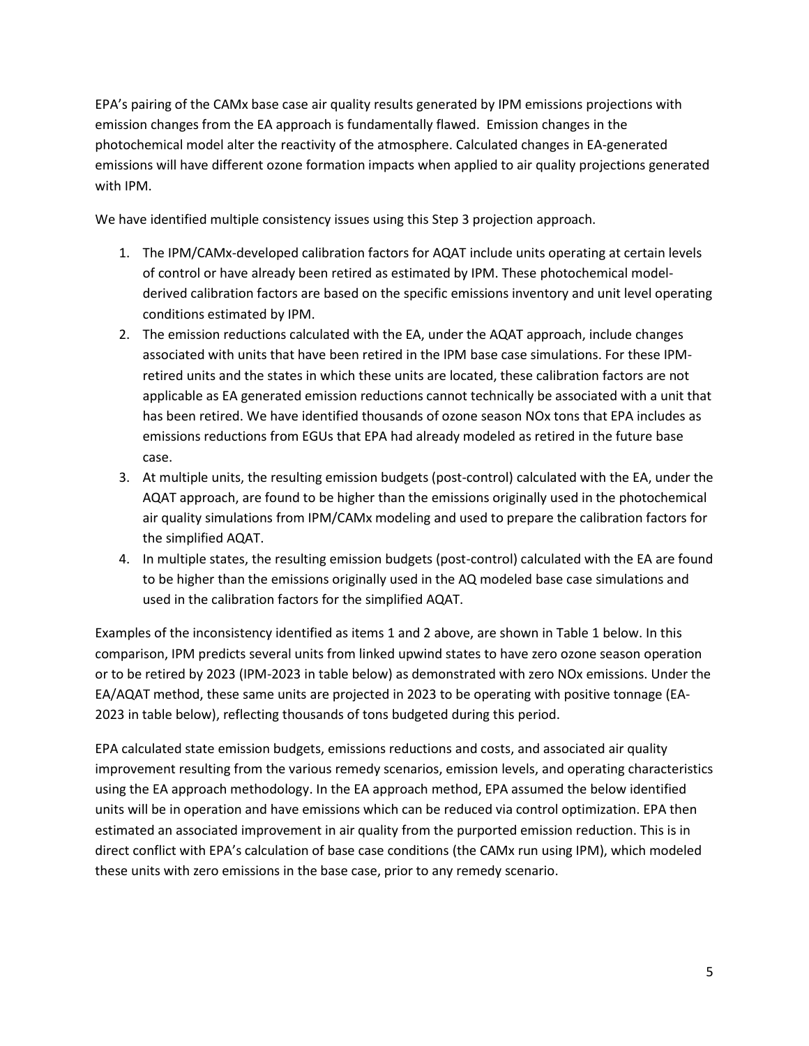EPA's pairing of the CAMx base case air quality results generated by IPM emissions projections with emission changes from the EA approach is fundamentally flawed. Emission changes in the photochemical model alter the reactivity of the atmosphere. Calculated changes in EA-generated emissions will have different ozone formation impacts when applied to air quality projections generated with IPM.

We have identified multiple consistency issues using this Step 3 projection approach.

1. The IPM/CAMx-developed calibration factors for AQAT include units operating at certain levels of control or have already been retired as estimated by IPM. These photochemical model-derived calibration factors are based on the specific emissions inventory and unit level operating conditions estimated by IPM.
2. The emission reductions calculated with the EA, under the AQAT approach, include changes associated with units that have been retired in the IPM base case simulations. For these IPM-retired units and the states in which these units are located, these calibration factors are not applicable as EA generated emission reductions cannot technically be associated with a unit that has been retired. We have identified thousands of ozone season NOx tons that EPA includes as emissions reductions from EGUs that EPA had already modeled as retired in the future base case.
3. At multiple units, the resulting emission budgets (post-control) calculated with the EA, under the AQAT approach, are found to be higher than the emissions originally used in the photochemical air quality simulations from IPM/CAMx modeling and used to prepare the calibration factors for the simplified AQAT.
4. In multiple states, the resulting emission budgets (post-control) calculated with the EA are found to be higher than the emissions originally used in the AQ modeled base case simulations and used in the calibration factors for the simplified AQAT.

Examples of the inconsistency identified as items 1 and 2 above, are shown in Table 1 below. In this comparison, IPM predicts several units from linked upwind states to have zero ozone season operation or to be retired by 2023 (IPM-2023 in table below) as demonstrated with zero NOx emissions. Under the EA/AQAT method, these same units are projected in 2023 to be operating with positive tonnage (EA-2023 in table below), reflecting thousands of tons budgeted during this period.

EPA calculated state emission budgets, emissions reductions and costs, and associated air quality improvement resulting from the various remedy scenarios, emission levels, and operating characteristics using the EA approach methodology. In the EA approach method, EPA assumed the below identified units will be in operation and have emissions which can be reduced via control optimization. EPA then estimated an associated improvement in air quality from the purported emission reduction. This is in direct conflict with EPA's calculation of base case conditions (the CAMx run using IPM), which modeled these units with zero emissions in the base case, prior to any remedy scenario.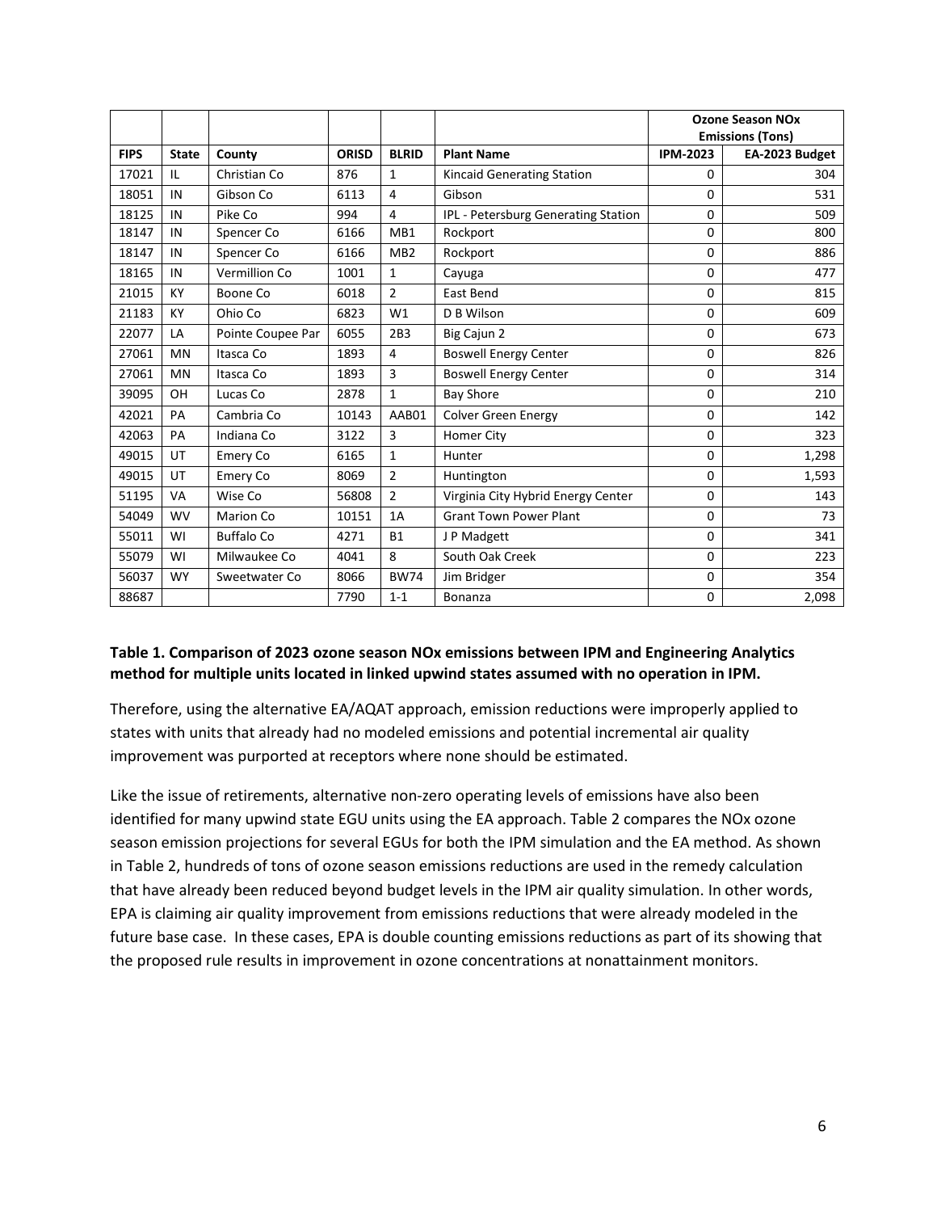| | | | | | | Ozone Season NOx Emissions (Tons) | |
|---|---|---|---|---|---|---|---|
| **FIPS** | **State** | **County** | **ORISD** | **BLRID** | **Plant Name** | **IPM-2023** | **EA-2023 Budget** |
| 17021 | IL | Christian Co | 876 | 1 | Kincaid Generating Station | 0 | 304 |
| 18051 | IN | Gibson Co | 6113 | 4 | Gibson | 0 | 531 |
| 18125 | IN | Pike Co | 994 | 4 | IPL - Petersburg Generating Station | 0 | 509 |
| 18147 | IN | Spencer Co | 6166 | MB1 | Rockport | 0 | 800 |
| 18147 | IN | Spencer Co | 6166 | MB2 | Rockport | 0 | 886 |
| 18165 | IN | Vermillion Co | 1001 | 1 | Cayuga | 0 | 477 |
| 21015 | KY | Boone Co | 6018 | 2 | East Bend | 0 | 815 |
| 21183 | KY | Ohio Co | 6823 | W1 | D B Wilson | 0 | 609 |
| 22077 | LA | Pointe Coupee Par | 6055 | 2B3 | Big Cajun 2 | 0 | 673 |
| 27061 | MN | Itasca Co | 1893 | 4 | Boswell Energy Center | 0 | 826 |
| 27061 | MN | Itasca Co | 1893 | 3 | Boswell Energy Center | 0 | 314 |
| 39095 | OH | Lucas Co | 2878 | 1 | Bay Shore | 0 | 210 |
| 42021 | PA | Cambria Co | 10143 | AAB01 | Colver Green Energy | 0 | 142 |
| 42063 | PA | Indiana Co | 3122 | 3 | Homer City | 0 | 323 |
| 49015 | UT | Emery Co | 6165 | 1 | Hunter | 0 | 1,298 |
| 49015 | UT | Emery Co | 8069 | 2 | Huntington | 0 | 1,593 |
| 51195 | VA | Wise Co | 56808 | 2 | Virginia City Hybrid Energy Center | 0 | 143 |
| 54049 | WV | Marion Co | 10151 | 1A | Grant Town Power Plant | 0 | 73 |
| 55011 | WI | Buffalo Co | 4271 | B1 | J P Madgett | 0 | 341 |
| 55079 | WI | Milwaukee Co | 4041 | 8 | South Oak Creek | 0 | 223 |
| 56037 | WY | Sweetwater Co | 8066 | BW74 | Jim Bridger | 0 | 354 |
| 88687 | | | 7790 | 1-1 | Bonanza | 0 | 2,098 |

**Table 1. Comparison of 2023 ozone season NOx emissions between IPM and Engineering Analytics method for multiple units located in linked upwind states assumed with no operation in IPM.**

Therefore, using the alternative EA/AQAT approach, emission reductions were improperly applied to states with units that already had no modeled emissions and potential incremental air quality improvement was purported at receptors where none should be estimated.

Like the issue of retirements, alternative non-zero operating levels of emissions have also been identified for many upwind state EGU units using the EA approach. Table 2 compares the NOx ozone season emission projections for several EGUs for both the IPM simulation and the EA method. As shown in Table 2, hundreds of tons of ozone season emissions reductions are used in the remedy calculation that have already been reduced beyond budget levels in the IPM air quality simulation. In other words, EPA is claiming air quality improvement from emissions reductions that were already modeled in the future base case. In these cases, EPA is double counting emissions reductions as part of its showing that the proposed rule results in improvement in ozone concentrations at nonattainment monitors.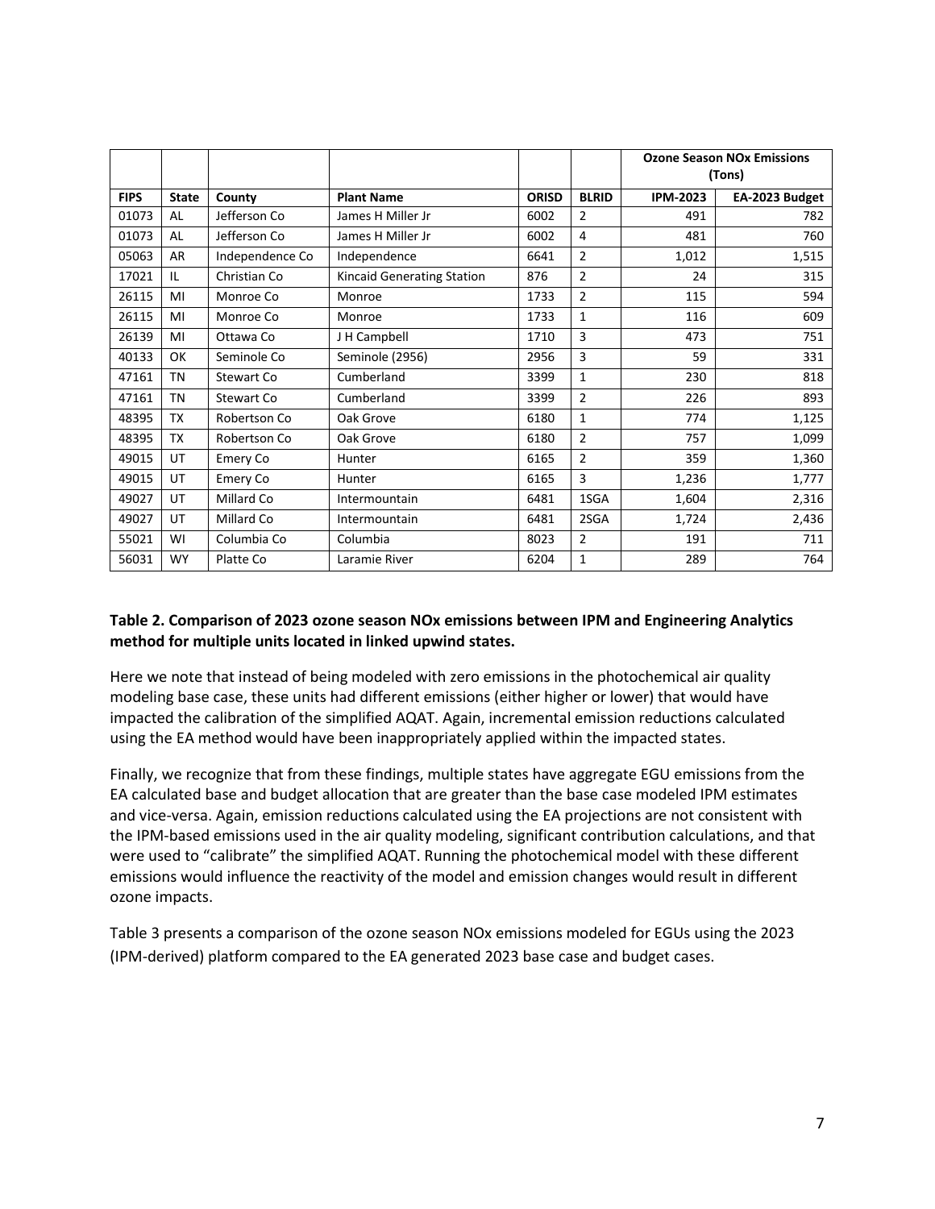| | | | | | | Ozone Season NOx Emissions (Tons) | |
|---|---|---|---|---|---|---|---|
| **FIPS** | **State** | **County** | **Plant Name** | **ORISD** | **BLRID** | **IPM-2023** | **EA-2023 Budget** |
| 01073 | AL | Jefferson Co | James H Miller Jr | 6002 | 2 | 491 | 782 |
| 01073 | AL | Jefferson Co | James H Miller Jr | 6002 | 4 | 481 | 760 |
| 05063 | AR | Independence Co | Independence | 6641 | 2 | 1,012 | 1,515 |
| 17021 | IL | Christian Co | Kincaid Generating Station | 876 | 2 | 24 | 315 |
| 26115 | MI | Monroe Co | Monroe | 1733 | 2 | 115 | 594 |
| 26115 | MI | Monroe Co | Monroe | 1733 | 1 | 116 | 609 |
| 26139 | MI | Ottawa Co | J H Campbell | 1710 | 3 | 473 | 751 |
| 40133 | OK | Seminole Co | Seminole (2956) | 2956 | 3 | 59 | 331 |
| 47161 | TN | Stewart Co | Cumberland | 3399 | 1 | 230 | 818 |
| 47161 | TN | Stewart Co | Cumberland | 3399 | 2 | 226 | 893 |
| 48395 | TX | Robertson Co | Oak Grove | 6180 | 1 | 774 | 1,125 |
| 48395 | TX | Robertson Co | Oak Grove | 6180 | 2 | 757 | 1,099 |
| 49015 | UT | Emery Co | Hunter | 6165 | 2 | 359 | 1,360 |
| 49015 | UT | Emery Co | Hunter | 6165 | 3 | 1,236 | 1,777 |
| 49027 | UT | Millard Co | Intermountain | 6481 | 1SGA | 1,604 | 2,316 |
| 49027 | UT | Millard Co | Intermountain | 6481 | 2SGA | 1,724 | 2,436 |
| 55021 | WI | Columbia Co | Columbia | 8023 | 2 | 191 | 711 |
| 56031 | WY | Platte Co | Laramie River | 6204 | 1 | 289 | 764 |

**Table 2. Comparison of 2023 ozone season NOx emissions between IPM and Engineering Analytics method for multiple units located in linked upwind states.**

Here we note that instead of being modeled with zero emissions in the photochemical air quality modeling base case, these units had different emissions (either higher or lower) that would have impacted the calibration of the simplified AQAT. Again, incremental emission reductions calculated using the EA method would have been inappropriately applied within the impacted states.

Finally, we recognize that from these findings, multiple states have aggregate EGU emissions from the EA calculated base and budget allocation that are greater than the base case modeled IPM estimates and vice-versa. Again, emission reductions calculated using the EA projections are not consistent with the IPM-based emissions used in the air quality modeling, significant contribution calculations, and that were used to "calibrate" the simplified AQAT. Running the photochemical model with these different emissions would influence the reactivity of the model and emission changes would result in different ozone impacts.

Table 3 presents a comparison of the ozone season NOx emissions modeled for EGUs using the 2023 (IPM-derived) platform compared to the EA generated 2023 base case and budget cases.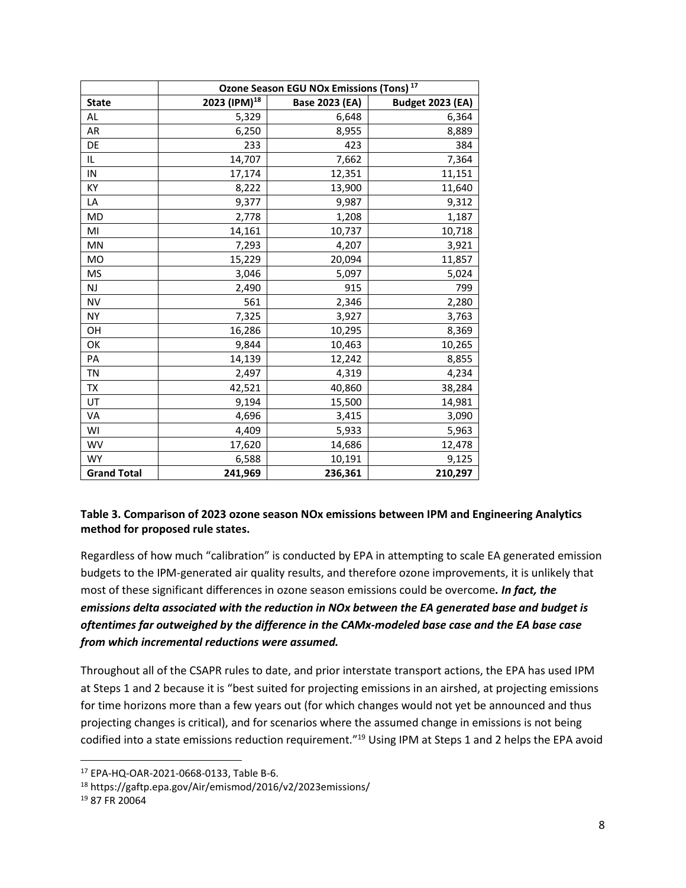| | Ozone Season EGU NOx Emissions (Tons) [17] | | |
|---|---|---|---|
| **State** | **2023 (IPM)[18]** | **Base 2023 (EA)** | **Budget 2023 (EA)** |
| AL | 5,329 | 6,648 | 6,364 |
| AR | 6,250 | 8,955 | 8,889 |
| DE | 233 | 423 | 384 |
| IL | 14,707 | 7,662 | 7,364 |
| IN | 17,174 | 12,351 | 11,151 |
| KY | 8,222 | 13,900 | 11,640 |
| LA | 9,377 | 9,987 | 9,312 |
| MD | 2,778 | 1,208 | 1,187 |
| MI | 14,161 | 10,737 | 10,718 |
| MN | 7,293 | 4,207 | 3,921 |
| MO | 15,229 | 20,094 | 11,857 |
| MS | 3,046 | 5,097 | 5,024 |
| NJ | 2,490 | 915 | 799 |
| NV | 561 | 2,346 | 2,280 |
| NY | 7,325 | 3,927 | 3,763 |
| OH | 16,286 | 10,295 | 8,369 |
| OK | 9,844 | 10,463 | 10,265 |
| PA | 14,139 | 12,242 | 8,855 |
| TN | 2,497 | 4,319 | 4,234 |
| TX | 42,521 | 40,860 | 38,284 |
| UT | 9,194 | 15,500 | 14,981 |
| VA | 4,696 | 3,415 | 3,090 |
| WI | 4,409 | 5,933 | 5,963 |
| WV | 17,620 | 14,686 | 12,478 |
| WY | 6,588 | 10,191 | 9,125 |
| **Grand Total** | **241,969** | **236,361** | **210,297** |

**Table 3. Comparison of 2023 ozone season NOx emissions between IPM and Engineering Analytics method for proposed rule states.**

Regardless of how much "calibration" is conducted by EPA in attempting to scale EA generated emission budgets to the IPM-generated air quality results, and therefore ozone improvements, it is unlikely that most of these significant differences in ozone season emissions could be overcome*.* ***In fact, the emissions delta associated with the reduction in NOx between the EA generated base and budget is oftentimes far outweighed by the difference in the CAMx-modeled base case and the EA base case from which incremental reductions were assumed.***

Throughout all of the CSAPR rules to date, and prior interstate transport actions, the EPA has used IPM at Steps 1 and 2 because it is "best suited for projecting emissions in an airshed, at projecting emissions for time horizons more than a few years out (for which changes would not yet be announced and thus projecting changes is critical), and for scenarios where the assumed change in emissions is not being codified into a state emissions reduction requirement."[19] Using IPM at Steps 1 and 2 helps the EPA avoid

[17] EPA-HQ-OAR-2021-0668-0133, Table B-6.

[18] https://gaftp.epa.gov/Air/emismod/2016/v2/2023emissions/

[19] 87 FR 20064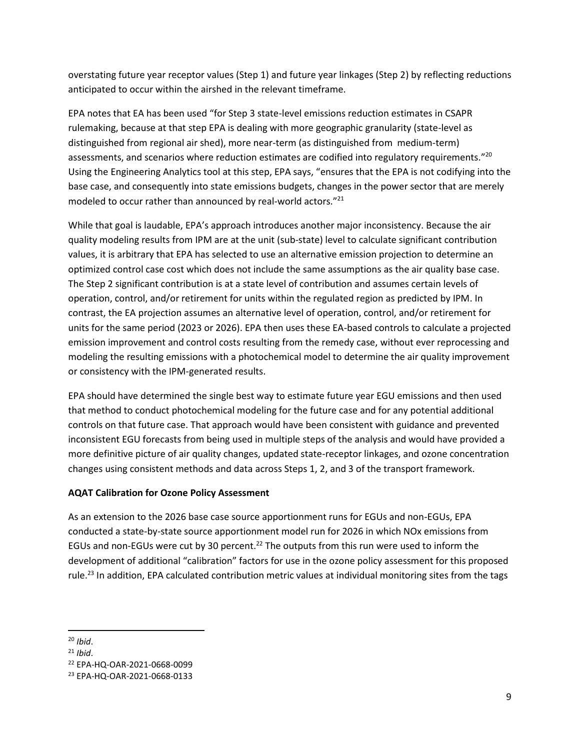overstating future year receptor values (Step 1) and future year linkages (Step 2) by reflecting reductions anticipated to occur within the airshed in the relevant timeframe.

EPA notes that EA has been used "for Step 3 state-level emissions reduction estimates in CSAPR rulemaking, because at that step EPA is dealing with more geographic granularity (state-level as distinguished from regional air shed), more near-term (as distinguished from medium-term) assessments, and scenarios where reduction estimates are codified into regulatory requirements."[20] Using the Engineering Analytics tool at this step, EPA says, "ensures that the EPA is not codifying into the base case, and consequently into state emissions budgets, changes in the power sector that are merely modeled to occur rather than announced by real-world actors."[21]

While that goal is laudable, EPA's approach introduces another major inconsistency. Because the air quality modeling results from IPM are at the unit (sub-state) level to calculate significant contribution values, it is arbitrary that EPA has selected to use an alternative emission projection to determine an optimized control case cost which does not include the same assumptions as the air quality base case. The Step 2 significant contribution is at a state level of contribution and assumes certain levels of operation, control, and/or retirement for units within the regulated region as predicted by IPM. In contrast, the EA projection assumes an alternative level of operation, control, and/or retirement for units for the same period (2023 or 2026). EPA then uses these EA-based controls to calculate a projected emission improvement and control costs resulting from the remedy case, without ever reprocessing and modeling the resulting emissions with a photochemical model to determine the air quality improvement or consistency with the IPM-generated results.

EPA should have determined the single best way to estimate future year EGU emissions and then used that method to conduct photochemical modeling for the future case and for any potential additional controls on that future case. That approach would have been consistent with guidance and prevented inconsistent EGU forecasts from being used in multiple steps of the analysis and would have provided a more definitive picture of air quality changes, updated state-receptor linkages, and ozone concentration changes using consistent methods and data across Steps 1, 2, and 3 of the transport framework.

**AQAT Calibration for Ozone Policy Assessment**

As an extension to the 2026 base case source apportionment runs for EGUs and non-EGUs, EPA conducted a state-by-state source apportionment model run for 2026 in which NOx emissions from EGUs and non-EGUs were cut by 30 percent.[22] The outputs from this run were used to inform the development of additional "calibration" factors for use in the ozone policy assessment for this proposed rule.[23] In addition, EPA calculated contribution metric values at individual monitoring sites from the tags

[20] *Ibid*.

[21] *Ibid*.

[22] EPA-HQ-OAR-2021-0668-0099

[23] EPA-HQ-OAR-2021-0668-0133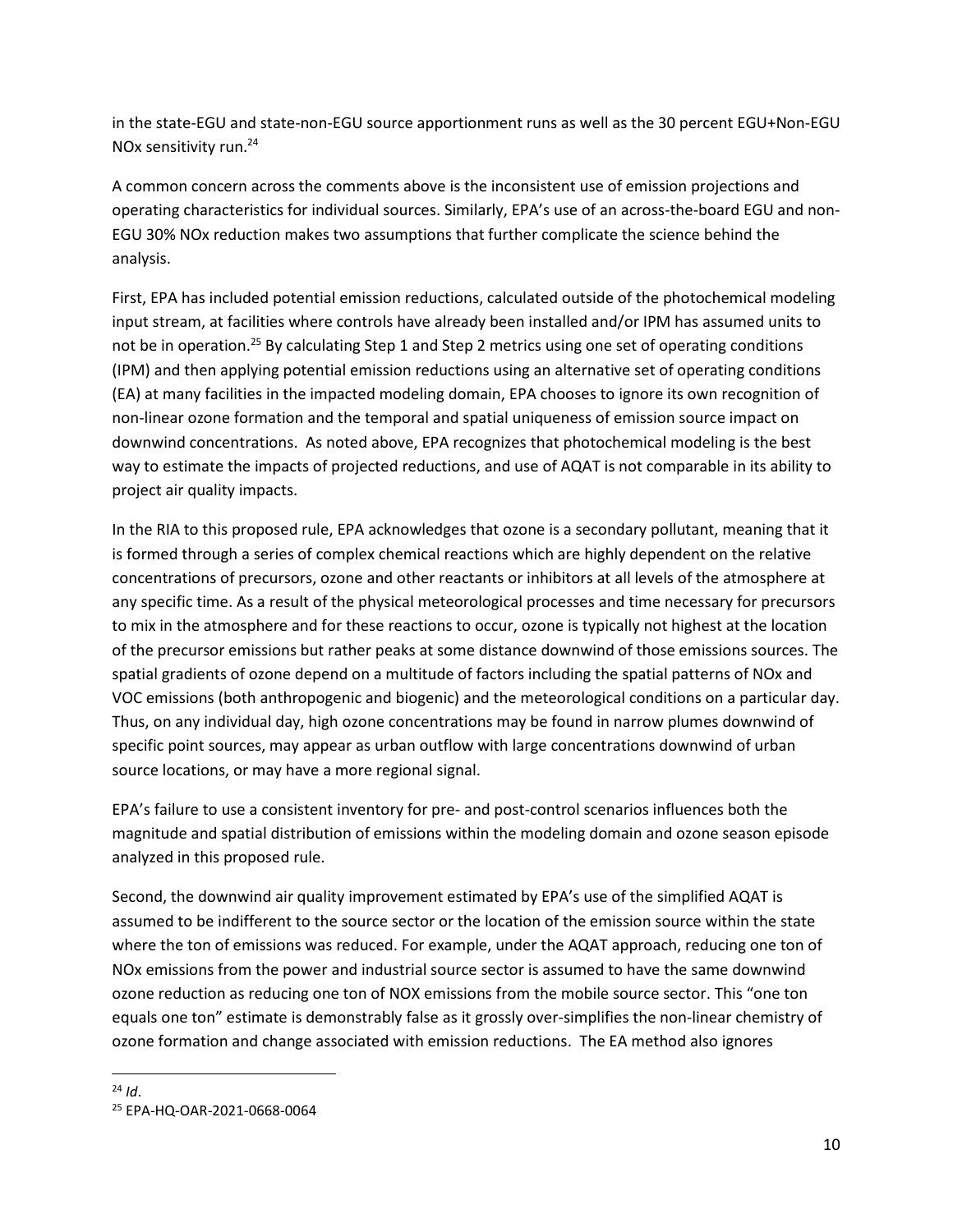in the state-EGU and state-non-EGU source apportionment runs as well as the 30 percent EGU+Non-EGU NOx sensitivity run.[24]

A common concern across the comments above is the inconsistent use of emission projections and operating characteristics for individual sources. Similarly, EPA's use of an across-the-board EGU and non-EGU 30% NOx reduction makes two assumptions that further complicate the science behind the analysis.

First, EPA has included potential emission reductions, calculated outside of the photochemical modeling input stream, at facilities where controls have already been installed and/or IPM has assumed units to not be in operation.[25] By calculating Step 1 and Step 2 metrics using one set of operating conditions (IPM) and then applying potential emission reductions using an alternative set of operating conditions (EA) at many facilities in the impacted modeling domain, EPA chooses to ignore its own recognition of non-linear ozone formation and the temporal and spatial uniqueness of emission source impact on downwind concentrations. As noted above, EPA recognizes that photochemical modeling is the best way to estimate the impacts of projected reductions, and use of AQAT is not comparable in its ability to project air quality impacts.

In the RIA to this proposed rule, EPA acknowledges that ozone is a secondary pollutant, meaning that it is formed through a series of complex chemical reactions which are highly dependent on the relative concentrations of precursors, ozone and other reactants or inhibitors at all levels of the atmosphere at any specific time. As a result of the physical meteorological processes and time necessary for precursors to mix in the atmosphere and for these reactions to occur, ozone is typically not highest at the location of the precursor emissions but rather peaks at some distance downwind of those emissions sources. The spatial gradients of ozone depend on a multitude of factors including the spatial patterns of NOx and VOC emissions (both anthropogenic and biogenic) and the meteorological conditions on a particular day. Thus, on any individual day, high ozone concentrations may be found in narrow plumes downwind of specific point sources, may appear as urban outflow with large concentrations downwind of urban source locations, or may have a more regional signal.

EPA's failure to use a consistent inventory for pre- and post-control scenarios influences both the magnitude and spatial distribution of emissions within the modeling domain and ozone season episode analyzed in this proposed rule.

Second, the downwind air quality improvement estimated by EPA's use of the simplified AQAT is assumed to be indifferent to the source sector or the location of the emission source within the state where the ton of emissions was reduced. For example, under the AQAT approach, reducing one ton of NOx emissions from the power and industrial source sector is assumed to have the same downwind ozone reduction as reducing one ton of NOX emissions from the mobile source sector. This "one ton equals one ton" estimate is demonstrably false as it grossly over-simplifies the non-linear chemistry of ozone formation and change associated with emission reductions. The EA method also ignores

---

[24] *Id*.

[25] EPA-HQ-OAR-2021-0668-0064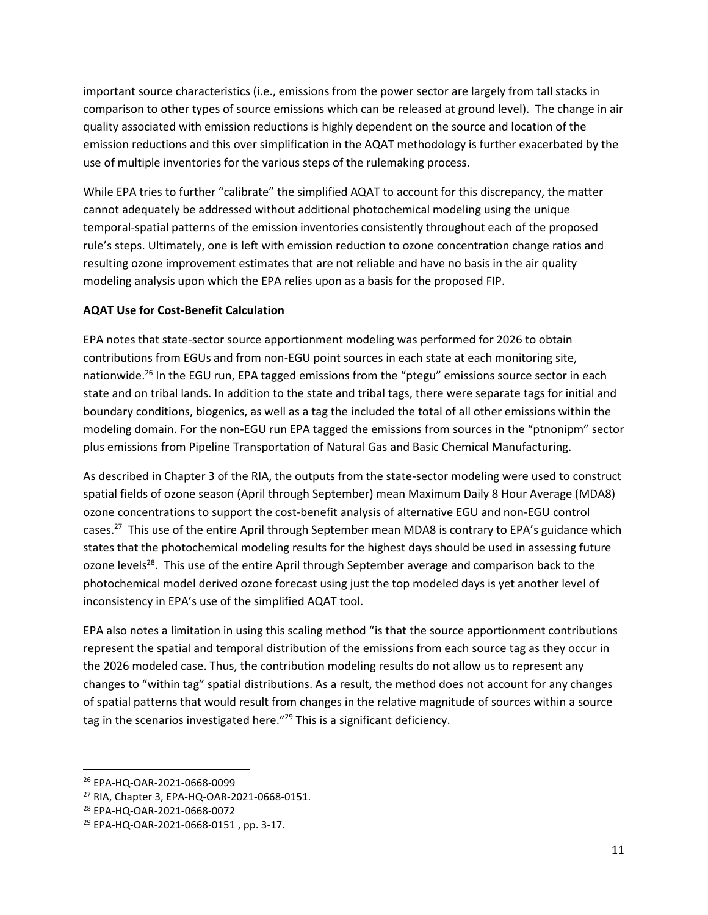important source characteristics (i.e., emissions from the power sector are largely from tall stacks in comparison to other types of source emissions which can be released at ground level). The change in air quality associated with emission reductions is highly dependent on the source and location of the emission reductions and this over simplification in the AQAT methodology is further exacerbated by the use of multiple inventories for the various steps of the rulemaking process.

While EPA tries to further "calibrate" the simplified AQAT to account for this discrepancy, the matter cannot adequately be addressed without additional photochemical modeling using the unique temporal-spatial patterns of the emission inventories consistently throughout each of the proposed rule's steps. Ultimately, one is left with emission reduction to ozone concentration change ratios and resulting ozone improvement estimates that are not reliable and have no basis in the air quality modeling analysis upon which the EPA relies upon as a basis for the proposed FIP.

**AQAT Use for Cost-Benefit Calculation**

EPA notes that state-sector source apportionment modeling was performed for 2026 to obtain contributions from EGUs and from non-EGU point sources in each state at each monitoring site, nationwide.[26] In the EGU run, EPA tagged emissions from the "ptegu" emissions source sector in each state and on tribal lands. In addition to the state and tribal tags, there were separate tags for initial and boundary conditions, biogenics, as well as a tag the included the total of all other emissions within the modeling domain. For the non-EGU run EPA tagged the emissions from sources in the "ptnonipm" sector plus emissions from Pipeline Transportation of Natural Gas and Basic Chemical Manufacturing.

As described in Chapter 3 of the RIA, the outputs from the state-sector modeling were used to construct spatial fields of ozone season (April through September) mean Maximum Daily 8 Hour Average (MDA8) ozone concentrations to support the cost-benefit analysis of alternative EGU and non-EGU control cases.[27] This use of the entire April through September mean MDA8 is contrary to EPA's guidance which states that the photochemical modeling results for the highest days should be used in assessing future ozone levels[28]. This use of the entire April through September average and comparison back to the photochemical model derived ozone forecast using just the top modeled days is yet another level of inconsistency in EPA's use of the simplified AQAT tool.

EPA also notes a limitation in using this scaling method "is that the source apportionment contributions represent the spatial and temporal distribution of the emissions from each source tag as they occur in the 2026 modeled case. Thus, the contribution modeling results do not allow us to represent any changes to "within tag" spatial distributions. As a result, the method does not account for any changes of spatial patterns that would result from changes in the relative magnitude of sources within a source tag in the scenarios investigated here."[29] This is a significant deficiency.

---

[26] EPA-HQ-OAR-2021-0668-0099

[27] RIA, Chapter 3, EPA-HQ-OAR-2021-0668-0151.

[28] EPA-HQ-OAR-2021-0668-0072

[29] EPA-HQ-OAR-2021-0668-0151 , pp. 3-17.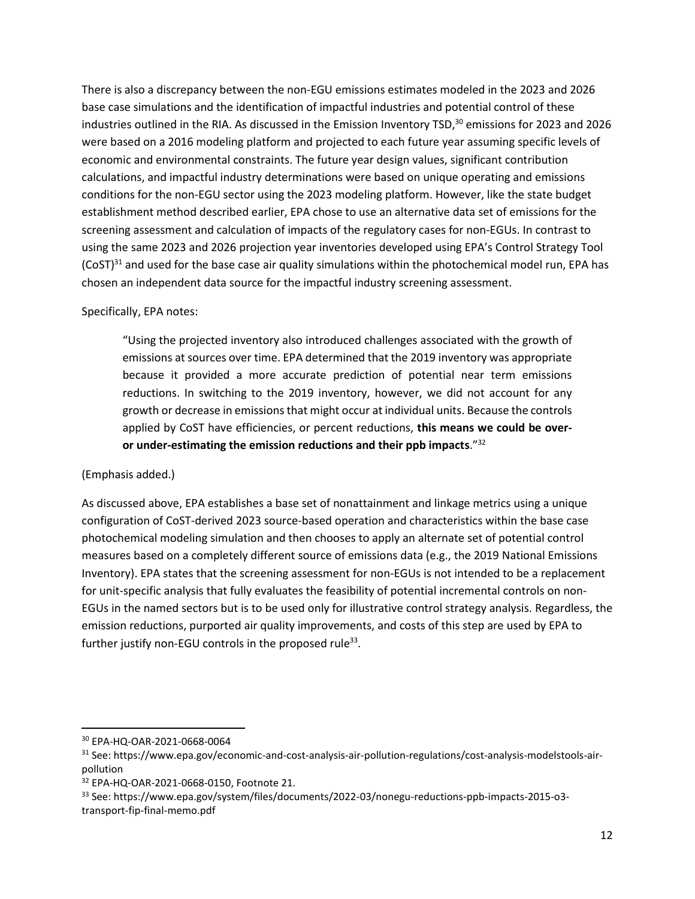There is also a discrepancy between the non-EGU emissions estimates modeled in the 2023 and 2026 base case simulations and the identification of impactful industries and potential control of these industries outlined in the RIA. As discussed in the Emission Inventory TSD,[30] emissions for 2023 and 2026 were based on a 2016 modeling platform and projected to each future year assuming specific levels of economic and environmental constraints. The future year design values, significant contribution calculations, and impactful industry determinations were based on unique operating and emissions conditions for the non-EGU sector using the 2023 modeling platform. However, like the state budget establishment method described earlier, EPA chose to use an alternative data set of emissions for the screening assessment and calculation of impacts of the regulatory cases for non-EGUs. In contrast to using the same 2023 and 2026 projection year inventories developed using EPA's Control Strategy Tool (CoST)[31] and used for the base case air quality simulations within the photochemical model run, EPA has chosen an independent data source for the impactful industry screening assessment.

Specifically, EPA notes:

> "Using the projected inventory also introduced challenges associated with the growth of emissions at sources over time. EPA determined that the 2019 inventory was appropriate because it provided a more accurate prediction of potential near term emissions reductions. In switching to the 2019 inventory, however, we did not account for any growth or decrease in emissions that might occur at individual units. Because the controls applied by CoST have efficiencies, or percent reductions, **this means we could be over- or under-estimating the emission reductions and their ppb impacts**."[32]

(Emphasis added.)

As discussed above, EPA establishes a base set of nonattainment and linkage metrics using a unique configuration of CoST-derived 2023 source-based operation and characteristics within the base case photochemical modeling simulation and then chooses to apply an alternate set of potential control measures based on a completely different source of emissions data (e.g., the 2019 National Emissions Inventory). EPA states that the screening assessment for non-EGUs is not intended to be a replacement for unit-specific analysis that fully evaluates the feasibility of potential incremental controls on non-EGUs in the named sectors but is to be used only for illustrative control strategy analysis. Regardless, the emission reductions, purported air quality improvements, and costs of this step are used by EPA to further justify non-EGU controls in the proposed rule[33].

---

[30] EPA-HQ-OAR-2021-0668-0064

[31] See: https://www.epa.gov/economic-and-cost-analysis-air-pollution-regulations/cost-analysis-modelstools-air-pollution

[32] EPA-HQ-OAR-2021-0668-0150, Footnote 21.

[33] See: https://www.epa.gov/system/files/documents/2022-03/nonegu-reductions-ppb-impacts-2015-o3-transport-fip-final-memo.pdf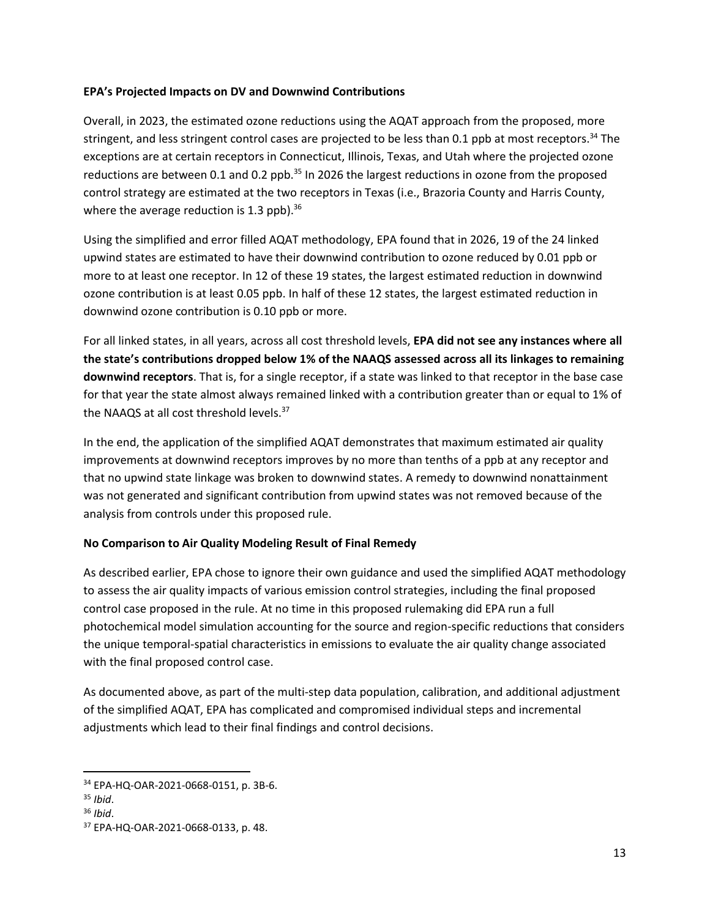**EPA's Projected Impacts on DV and Downwind Contributions**

Overall, in 2023, the estimated ozone reductions using the AQAT approach from the proposed, more stringent, and less stringent control cases are projected to be less than 0.1 ppb at most receptors.[34] The exceptions are at certain receptors in Connecticut, Illinois, Texas, and Utah where the projected ozone reductions are between 0.1 and 0.2 ppb.[35] In 2026 the largest reductions in ozone from the proposed control strategy are estimated at the two receptors in Texas (i.e., Brazoria County and Harris County, where the average reduction is 1.3 ppb).[36]

Using the simplified and error filled AQAT methodology, EPA found that in 2026, 19 of the 24 linked upwind states are estimated to have their downwind contribution to ozone reduced by 0.01 ppb or more to at least one receptor. In 12 of these 19 states, the largest estimated reduction in downwind ozone contribution is at least 0.05 ppb. In half of these 12 states, the largest estimated reduction in downwind ozone contribution is 0.10 ppb or more.

For all linked states, in all years, across all cost threshold levels, **EPA did not see any instances where all the state's contributions dropped below 1% of the NAAQS assessed across all its linkages to remaining downwind receptors**. That is, for a single receptor, if a state was linked to that receptor in the base case for that year the state almost always remained linked with a contribution greater than or equal to 1% of the NAAQS at all cost threshold levels.[37]

In the end, the application of the simplified AQAT demonstrates that maximum estimated air quality improvements at downwind receptors improves by no more than tenths of a ppb at any receptor and that no upwind state linkage was broken to downwind states. A remedy to downwind nonattainment was not generated and significant contribution from upwind states was not removed because of the analysis from controls under this proposed rule.

**No Comparison to Air Quality Modeling Result of Final Remedy**

As described earlier, EPA chose to ignore their own guidance and used the simplified AQAT methodology to assess the air quality impacts of various emission control strategies, including the final proposed control case proposed in the rule. At no time in this proposed rulemaking did EPA run a full photochemical model simulation accounting for the source and region-specific reductions that considers the unique temporal-spatial characteristics in emissions to evaluate the air quality change associated with the final proposed control case.

As documented above, as part of the multi-step data population, calibration, and additional adjustment of the simplified AQAT, EPA has complicated and compromised individual steps and incremental adjustments which lead to their final findings and control decisions.

---

[34] EPA-HQ-OAR-2021-0668-0151, p. 3B-6.

[35] *Ibid*.

[36] *Ibid*.

[37] EPA-HQ-OAR-2021-0668-0133, p. 48.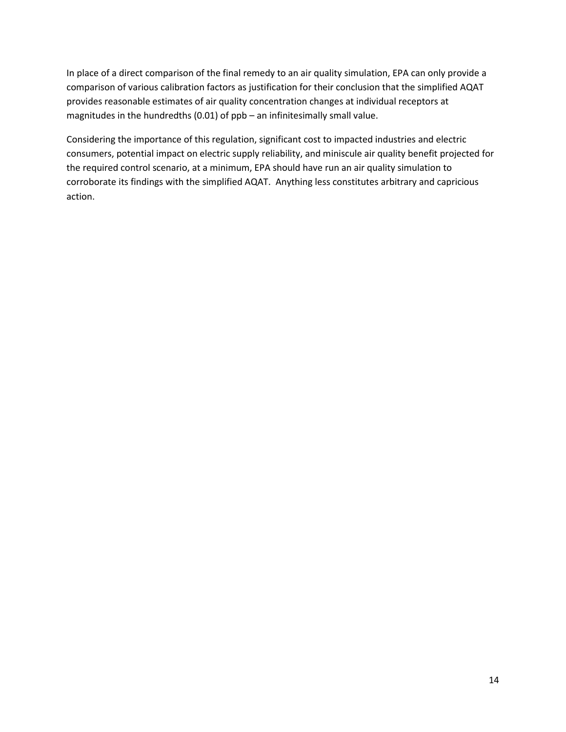In place of a direct comparison of the final remedy to an air quality simulation, EPA can only provide a comparison of various calibration factors as justification for their conclusion that the simplified AQAT provides reasonable estimates of air quality concentration changes at individual receptors at magnitudes in the hundredths (0.01) of ppb – an infinitesimally small value.

Considering the importance of this regulation, significant cost to impacted industries and electric consumers, potential impact on electric supply reliability, and miniscule air quality benefit projected for the required control scenario, at a minimum, EPA should have run an air quality simulation to corroborate its findings with the simplified AQAT. Anything less constitutes arbitrary and capricious action.